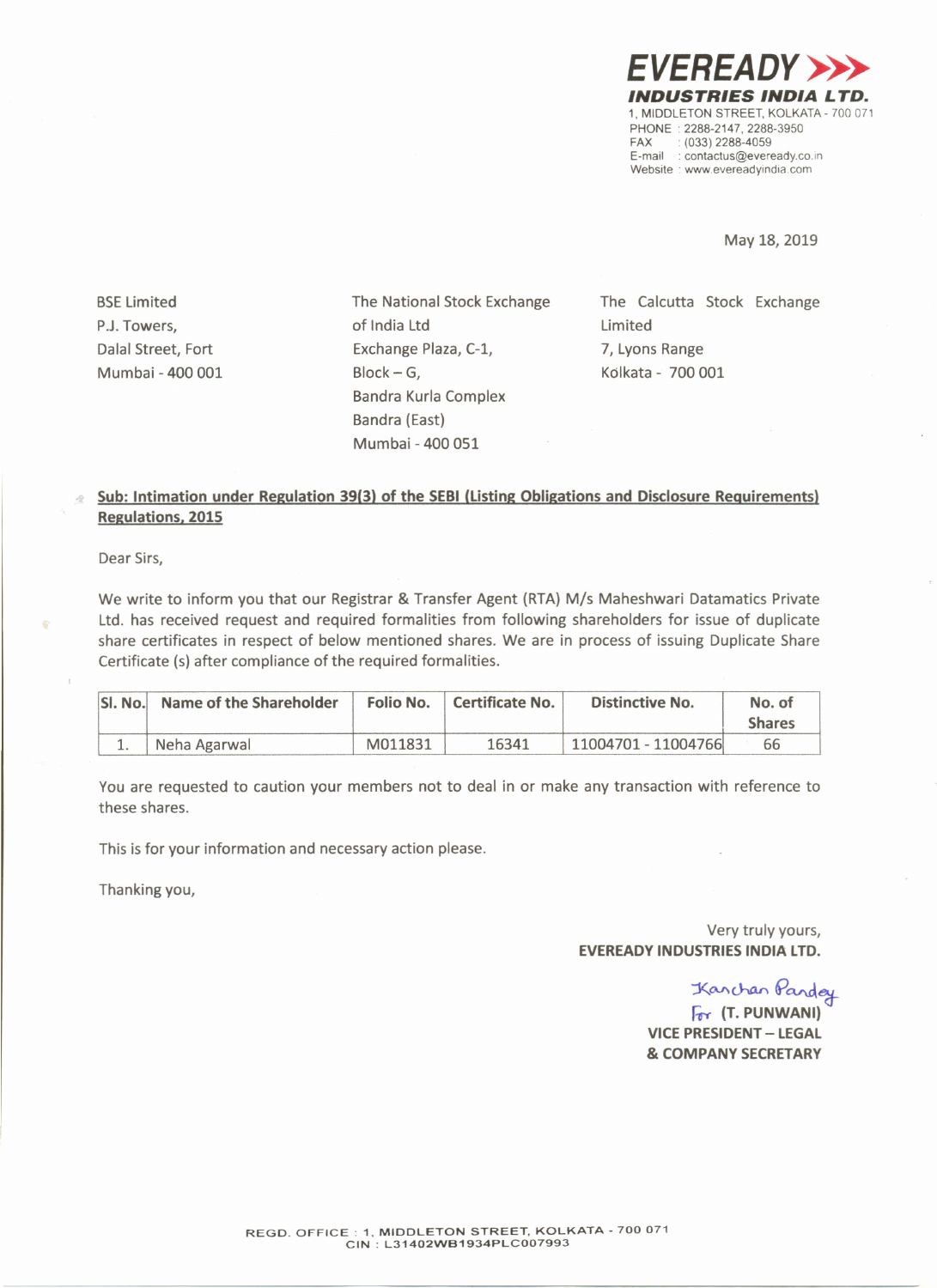**EVEREADY**
***INDUSTRIES INDIA LTD.***
1, MIDDLETON STREET, KOLKATA - 700 071
PHONE : 2288-2147, 2288-3950
FAX : (033) 2288-4059
E-mail : contactus@eveready.co.in
Website : www.evereadyindia.com

May 18, 2019

BSE Limited
P.J. Towers,
Dalal Street, Fort
Mumbai - 400 001

The National Stock Exchange of India Ltd
Exchange Plaza, C-1,
Block – G,
Bandra Kurla Complex
Bandra (East)
Mumbai - 400 051

The Calcutta Stock Exchange Limited
7, Lyons Range
Kolkata - 700 001

**Sub: Intimation under Regulation 39(3) of the SEBI (Listing Obligations and Disclosure Requirements) Regulations, 2015**

Dear Sirs,

We write to inform you that our Registrar & Transfer Agent (RTA) M/s Maheshwari Datamatics Private Ltd. has received request and required formalities from following shareholders for issue of duplicate share certificates in respect of below mentioned shares. We are in process of issuing Duplicate Share Certificate (s) after compliance of the required formalities.

| Sl. No. | Name of the Shareholder | Folio No. | Certificate No. | Distinctive No. | No. of Shares |
|---|---|---|---|---|---|
| 1. | Neha Agarwal | M011831 | 16341 | 11004701 - 11004766 | 66 |

You are requested to caution your members not to deal in or make any transaction with reference to these shares.

This is for your information and necessary action please.

Thanking you,

Very truly yours,
**EVEREADY INDUSTRIES INDIA LTD.**

Kanchan Pandey
For **(T. PUNWANI)**
**VICE PRESIDENT – LEGAL & COMPANY SECRETARY**

REGD. OFFICE : 1, MIDDLETON STREET, KOLKATA - 700 071
CIN : L31402WB1934PLC007993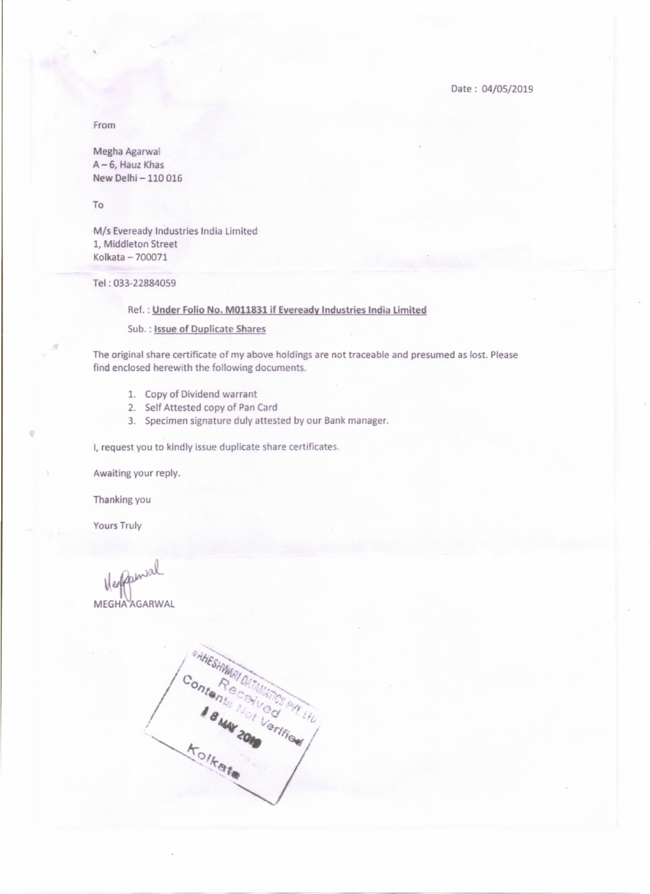Date : 04/05/2019

From

Megha Agarwal
A – 6, Hauz Khas
New Delhi – 110 016

To

M/s Eveready Industries India Limited
1, Middleton Street
Kolkata – 700071

Tel : 033-22884059

Ref. : **Under Folio No. M011831 if Eveready Industries India Limited**

Sub. : **Issue of Duplicate Shares**

The original share certificate of my above holdings are not traceable and presumed as lost. Please find enclosed herewith the following documents.

1. Copy of Dividend warrant
2. Self Attested copy of Pan Card
3. Specimen signature duly attested by our Bank manager.

I, request you to kindly issue duplicate share certificates.

Awaiting your reply.

Thanking you

Yours Truly

MAgarwal

MEGHA AGARWAL

MAHESHWARI DATAMATICS PVT. LTD.
Received
Contents Not Verified
18 MAY 2019
Kolkata